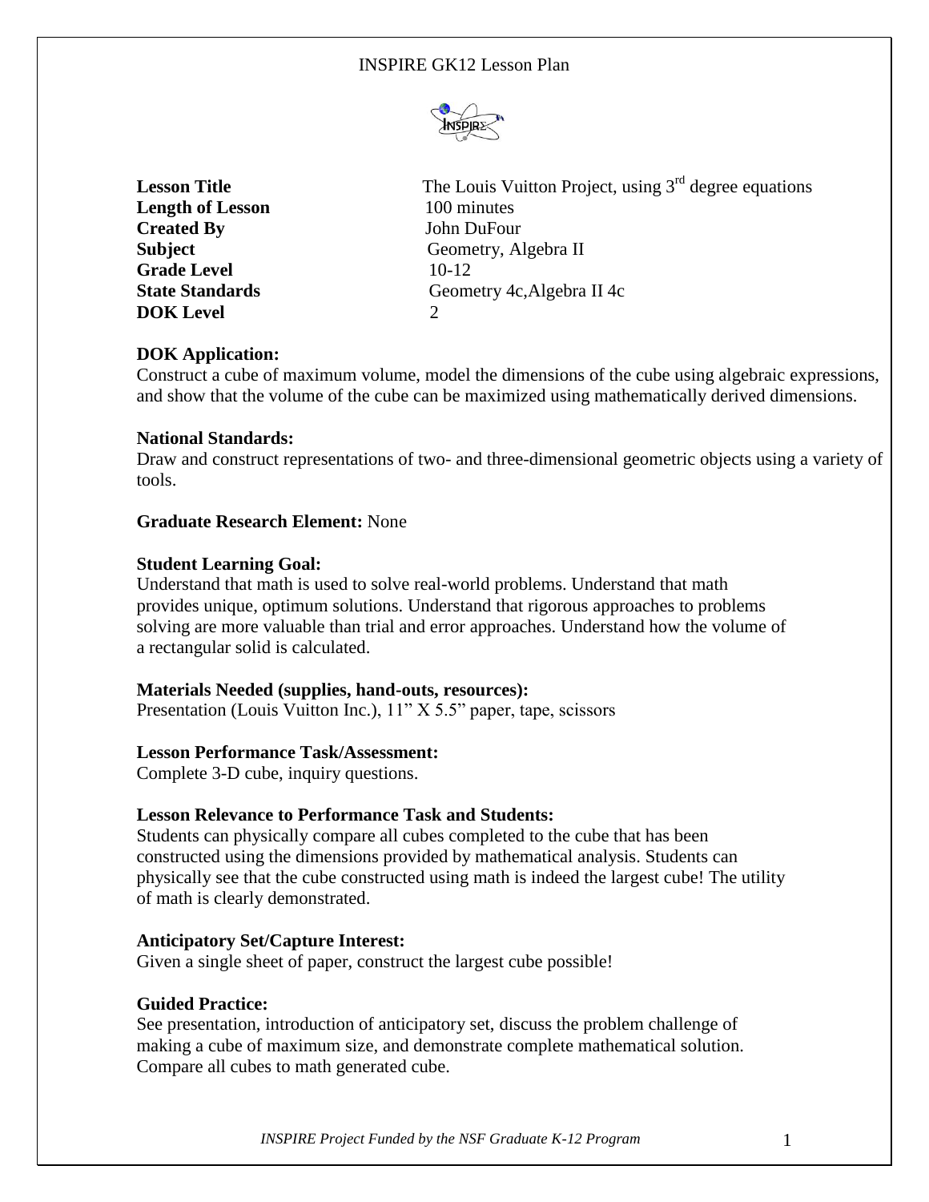# INSPIRE GK12 Lesson Plan

| | |
|---|---|
| **Lesson Title** | The Louis Vuitton Project, using $3^{rd}$ degree equations |
| **Length of Lesson** | 100 minutes |
| **Created By** | John DuFour |
| **Subject** | Geometry, Algebra II |
| **Grade Level** | 10-12 |
| **State Standards** | Geometry 4c,Algebra II 4c |
| **DOK Level** | 2 |

**DOK Application:**
Construct a cube of maximum volume, model the dimensions of the cube using algebraic expressions, and show that the volume of the cube can be maximized using mathematically derived dimensions.

**National Standards:**
Draw and construct representations of two- and three-dimensional geometric objects using a variety of tools.

**Graduate Research Element:** None

**Student Learning Goal:**
Understand that math is used to solve real-world problems. Understand that math provides unique, optimum solutions. Understand that rigorous approaches to problems solving are more valuable than trial and error approaches. Understand how the volume of a rectangular solid is calculated.

**Materials Needed (supplies, hand-outs, resources):**
Presentation (Louis Vuitton Inc.), 11" X 5.5" paper, tape, scissors

**Lesson Performance Task/Assessment:**
Complete 3-D cube, inquiry questions.

**Lesson Relevance to Performance Task and Students:**
Students can physically compare all cubes completed to the cube that has been constructed using the dimensions provided by mathematical analysis. Students can physically see that the cube constructed using math is indeed the largest cube! The utility of math is clearly demonstrated.

**Anticipatory Set/Capture Interest:**
Given a single sheet of paper, construct the largest cube possible!

**Guided Practice:**
See presentation, introduction of anticipatory set, discuss the problem challenge of making a cube of maximum size, and demonstrate complete mathematical solution. Compare all cubes to math generated cube.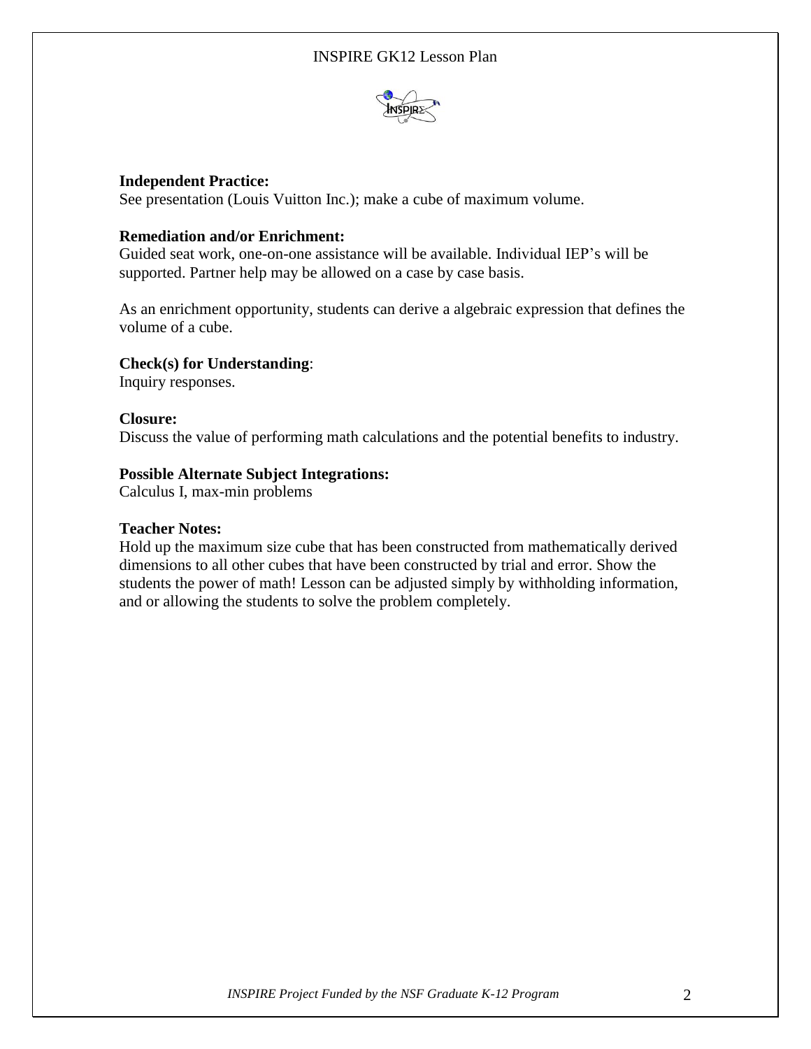**Independent Practice:**
See presentation (Louis Vuitton Inc.); make a cube of maximum volume.

**Remediation and/or Enrichment:**
Guided seat work, one-on-one assistance will be available. Individual IEP's will be supported. Partner help may be allowed on a case by case basis.

As an enrichment opportunity, students can derive a algebraic expression that defines the volume of a cube.

**Check(s) for Understanding**:
Inquiry responses.

**Closure:**
Discuss the value of performing math calculations and the potential benefits to industry.

**Possible Alternate Subject Integrations:**
Calculus I, max-min problems

**Teacher Notes:**
Hold up the maximum size cube that has been constructed from mathematically derived dimensions to all other cubes that have been constructed by trial and error. Show the students the power of math! Lesson can be adjusted simply by withholding information, and or allowing the students to solve the problem completely.